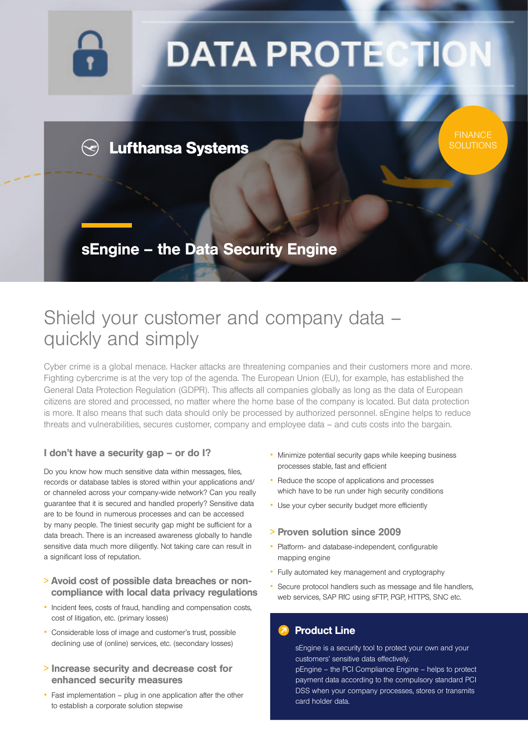# DATA PROTECTION

Lufthansa Systems

FINANCE SOLUTIONS

## sEngine – the Data Security Engine

# Shield your customer and company data – quickly and simply

Cyber crime is a global menace. Hacker attacks are threatening companies and their customers more and more. Fighting cybercrime is at the very top of the agenda. The European Union (EU), for example, has established the General Data Protection Regulation (GDPR). This affects all companies globally as long as the data of European citizens are stored and processed, no matter where the home base of the company is located. But data protection is more. It also means that such data should only be processed by authorized personnel. sEngine helps to reduce threats and vulnerabilities, secures customer, company and employee data – and cuts costs into the bargain.

### I don't have a security gap – or do I?

Do you know how much sensitive data within messages, files, records or database tables is stored within your applications and/or channeled across your company-wide network? Can you really guarantee that it is secured and handled properly? Sensitive data are to be found in numerous processes and can be accessed by many people. The tiniest security gap might be sufficient for a data breach. There is an increased awareness globally to handle sensitive data much more diligently. Not taking care can result in a significant loss of reputation.

### > Avoid cost of possible data breaches or non-compliance with local data privacy regulations

- Incident fees, costs of fraud, handling and compensation costs, cost of litigation, etc. (primary losses)
- Considerable loss of image and customer's trust, possible declining use of (online) services, etc. (secondary losses)

### > Increase security and decrease cost for enhanced security measures

- Fast implementation – plug in one application after the other to establish a corporate solution stepwise
- Minimize potential security gaps while keeping business processes stable, fast and efficient
- Reduce the scope of applications and processes which have to be run under high security conditions
- Use your cyber security budget more efficiently

### > Proven solution since 2009

- Platform- and database-independent, configurable mapping engine
- Fully automated key management and cryptography
- Secure protocol handlers such as message and file handlers, web services, SAP RfC using sFTP, PGP, HTTPS, SNC etc.

### Product Line

sEngine is a security tool to protect your own and your customers' sensitive data effectively.
pEngine – the PCI Compliance Engine – helps to protect payment data according to the compulsory standard PCI DSS when your company processes, stores or transmits card holder data.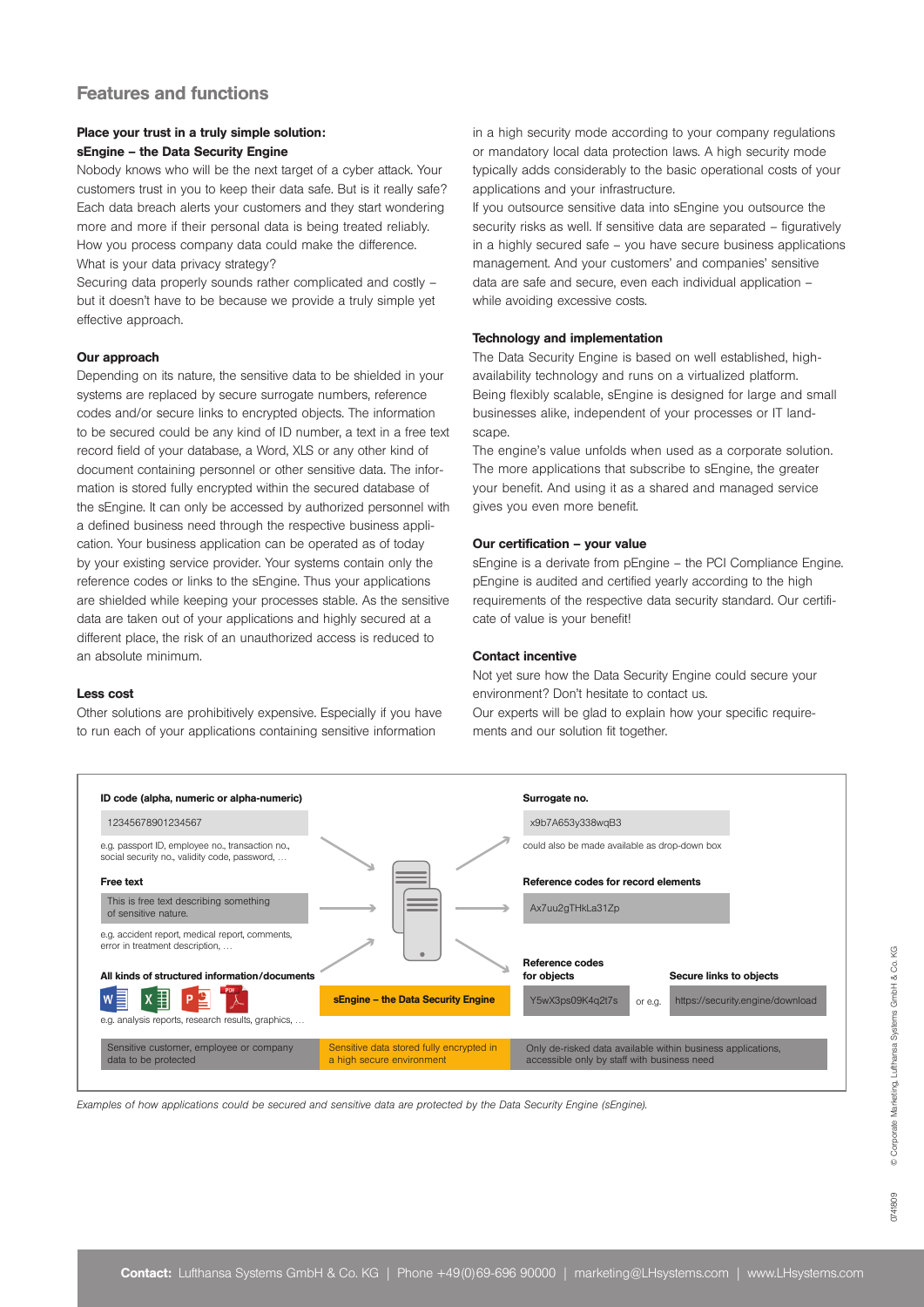## Features and functions

**Place your trust in a truly simple solution: sEngine – the Data Security Engine**

Nobody knows who will be the next target of a cyber attack. Your customers trust in you to keep their data safe. But is it really safe? Each data breach alerts your customers and they start wondering more and more if their personal data is being treated reliably. How you process company data could make the difference. What is your data privacy strategy?

Securing data properly sounds rather complicated and costly – but it doesn't have to be because we provide a truly simple yet effective approach.

**Our approach**

Depending on its nature, the sensitive data to be shielded in your systems are replaced by secure surrogate numbers, reference codes and/or secure links to encrypted objects. The information to be secured could be any kind of ID number, a text in a free text record field of your database, a Word, XLS or any other kind of document containing personnel or other sensitive data. The information is stored fully encrypted within the secured database of the sEngine. It can only be accessed by authorized personnel with a defined business need through the respective business application. Your business application can be operated as of today by your existing service provider. Your systems contain only the reference codes or links to the sEngine. Thus your applications are shielded while keeping your processes stable. As the sensitive data are taken out of your applications and highly secured at a different place, the risk of an unauthorized access is reduced to an absolute minimum.

**Less cost**

Other solutions are prohibitively expensive. Especially if you have to run each of your applications containing sensitive information in a high security mode according to your company regulations or mandatory local data protection laws. A high security mode typically adds considerably to the basic operational costs of your applications and your infrastructure.

If you outsource sensitive data into sEngine you outsource the security risks as well. If sensitive data are separated – figuratively in a highly secured safe – you have secure business applications management. And your customers' and companies' sensitive data are safe and secure, even each individual application – while avoiding excessive costs.

**Technology and implementation**

The Data Security Engine is based on well established, high-availability technology and runs on a virtualized platform. Being flexibly scalable, sEngine is designed for large and small businesses alike, independent of your processes or IT landscape.

The engine's value unfolds when used as a corporate solution. The more applications that subscribe to sEngine, the greater your benefit. And using it as a shared and managed service gives you even more benefit.

**Our certification – your value**

sEngine is a derivate from pEngine – the PCI Compliance Engine. pEngine is audited and certified yearly according to the high requirements of the respective data security standard. Our certificate of value is your benefit!

**Contact incentive**

Not yet sure how the Data Security Engine could secure your environment? Don't hesitate to contact us.

Our experts will be glad to explain how your specific requirements and our solution fit together.

**ID code (alpha, numeric or alpha-numeric)**

12345678901234567

e.g. passport ID, employee no., transaction no., social security no., validity code, password, …

**Free text**

This is free text describing something of sensitive nature.

e.g. accident report, medical report, comments, error in treatment description, …

**All kinds of structured information/documents**

e.g. analysis reports, research results, graphics, …

Sensitive customer, employee or company data to be protected

**sEngine – the Data Security Engine**

Sensitive data stored fully encrypted in a high secure environment

**Surrogate no.**

x9b7A653y338wqB3

could also be made available as drop-down box

**Reference codes for record elements**

Ax7uu2gTHkLa31Zp

**Reference codes for objects**

Y5wX3ps09K4q2t7s or e.g.

**Secure links to objects**

https://security.engine/download

Only de-risked data available within business applications, accessible only by staff with business need

*Examples of how applications could be secured and sensitive data are protected by the Data Security Engine (sEngine).*

© Corporate Marketing, Lufthansa Systems GmbH & Co. KG

0741609

**Contact:** Lufthansa Systems GmbH & Co. KG | Phone +49(0)69-696 90000 | marketing@LHsystems.com | www.LHsystems.com